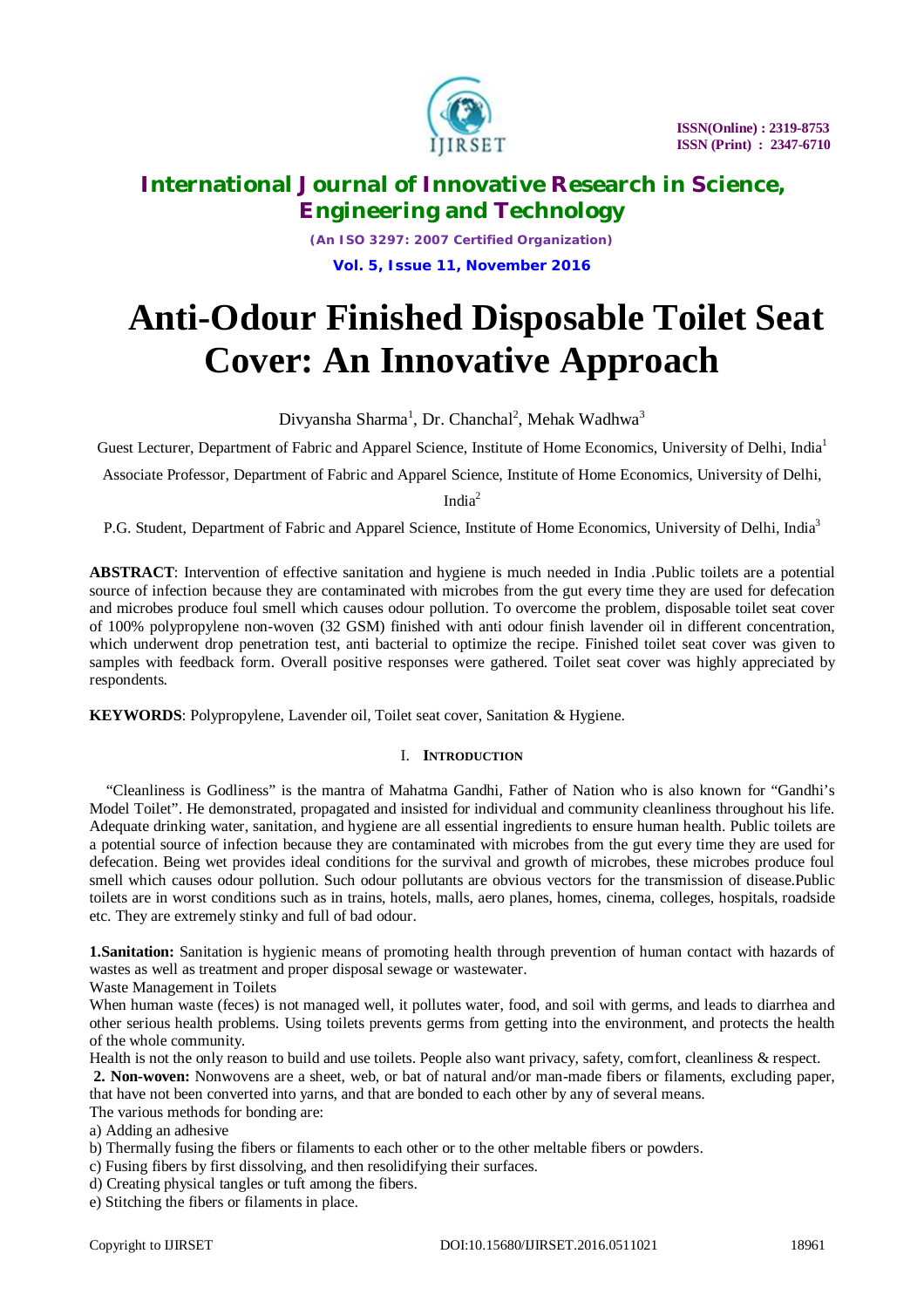# Anti-Odour Finished Disposable Toilet Seat Cover: An Innovative Approach

Divyansha Sharma[1], Dr. Chanchal[2], Mehak Wadhwa[3]

Guest Lecturer, Department of Fabric and Apparel Science, Institute of Home Economics, University of Delhi, India[1]

Associate Professor, Department of Fabric and Apparel Science, Institute of Home Economics, University of Delhi, India[2]

P.G. Student, Department of Fabric and Apparel Science, Institute of Home Economics, University of Delhi, India[3]

**ABSTRACT**: Intervention of effective sanitation and hygiene is much needed in India .Public toilets are a potential source of infection because they are contaminated with microbes from the gut every time they are used for defecation and microbes produce foul smell which causes odour pollution. To overcome the problem, disposable toilet seat cover of 100% polypropylene non-woven (32 GSM) finished with anti odour finish lavender oil in different concentration, which underwent drop penetration test, anti bacterial to optimize the recipe. Finished toilet seat cover was given to samples with feedback form. Overall positive responses were gathered. Toilet seat cover was highly appreciated by respondents.

**KEYWORDS**: Polypropylene, Lavender oil, Toilet seat cover, Sanitation & Hygiene.

## I. INTRODUCTION

"Cleanliness is Godliness" is the mantra of Mahatma Gandhi, Father of Nation who is also known for "Gandhi's Model Toilet". He demonstrated, propagated and insisted for individual and community cleanliness throughout his life. Adequate drinking water, sanitation, and hygiene are all essential ingredients to ensure human health. Public toilets are a potential source of infection because they are contaminated with microbes from the gut every time they are used for defecation. Being wet provides ideal conditions for the survival and growth of microbes, these microbes produce foul smell which causes odour pollution. Such odour pollutants are obvious vectors for the transmission of disease.Public toilets are in worst conditions such as in trains, hotels, malls, aero planes, homes, cinema, colleges, hospitals, roadside etc. They are extremely stinky and full of bad odour.

**1.Sanitation:** Sanitation is hygienic means of promoting health through prevention of human contact with hazards of wastes as well as treatment and proper disposal sewage or wastewater.

Waste Management in Toilets

When human waste (feces) is not managed well, it pollutes water, food, and soil with germs, and leads to diarrhea and other serious health problems. Using toilets prevents germs from getting into the environment, and protects the health of the whole community.

Health is not the only reason to build and use toilets. People also want privacy, safety, comfort, cleanliness & respect.

**2. Non-woven:** Nonwovens are a sheet, web, or bat of natural and/or man-made fibers or filaments, excluding paper, that have not been converted into yarns, and that are bonded to each other by any of several means.

The various methods for bonding are:

a) Adding an adhesive

b) Thermally fusing the fibers or filaments to each other or to the other meltable fibers or powders.

c) Fusing fibers by first dissolving, and then resolidifying their surfaces.

d) Creating physical tangles or tuft among the fibers.

e) Stitching the fibers or filaments in place.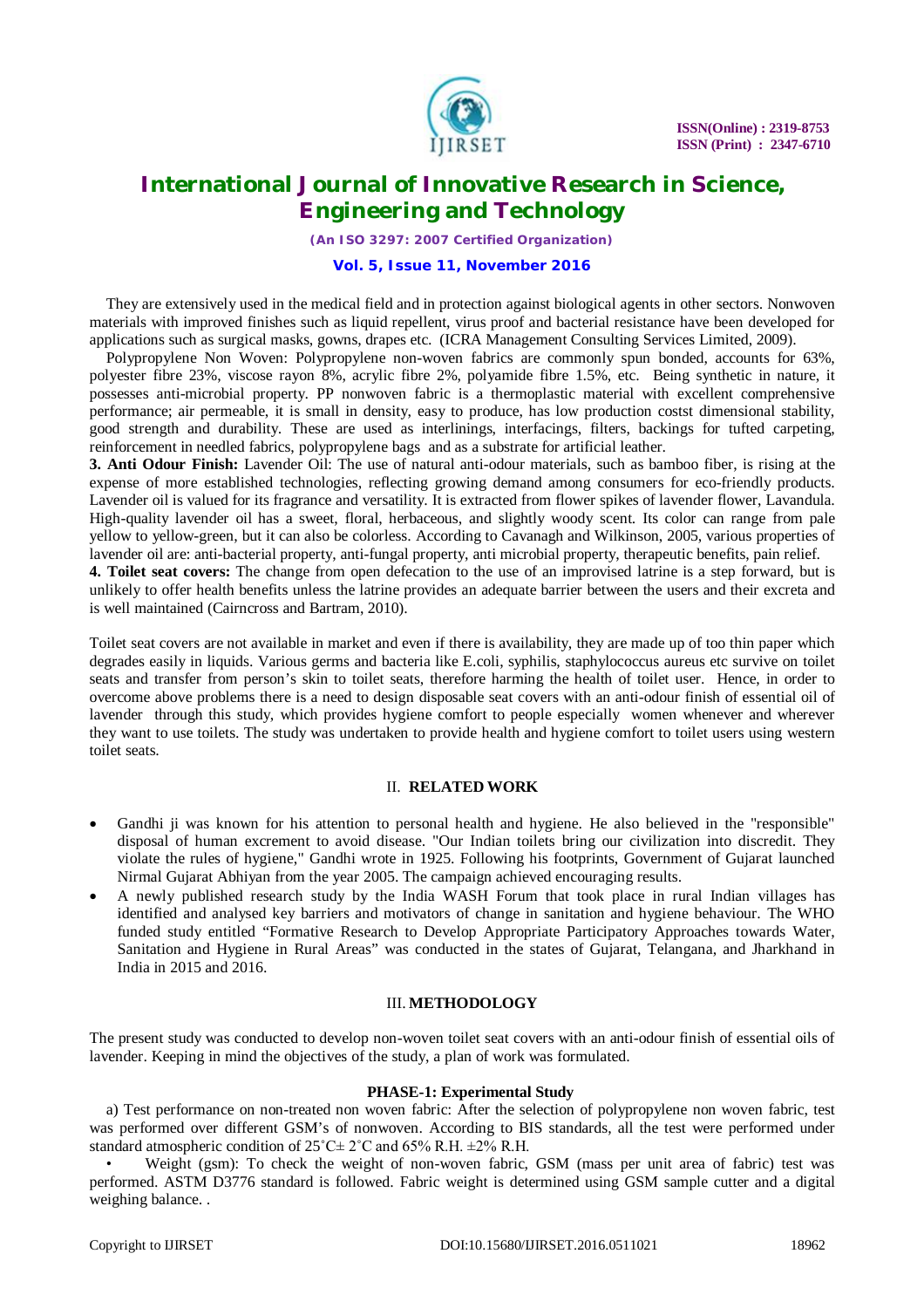They are extensively used in the medical field and in protection against biological agents in other sectors. Nonwoven materials with improved finishes such as liquid repellent, virus proof and bacterial resistance have been developed for applications such as surgical masks, gowns, drapes etc. (ICRA Management Consulting Services Limited, 2009).

Polypropylene Non Woven: Polypropylene non-woven fabrics are commonly spun bonded, accounts for 63%, polyester fibre 23%, viscose rayon 8%, acrylic fibre 2%, polyamide fibre 1.5%, etc. Being synthetic in nature, it possesses anti-microbial property. PP nonwoven fabric is a thermoplastic material with excellent comprehensive performance; air permeable, it is small in density, easy to produce, has low production costst dimensional stability, good strength and durability. These are used as interlinings, interfacings, filters, backings for tufted carpeting, reinforcement in needled fabrics, polypropylene bags and as a substrate for artificial leather.

**3. Anti Odour Finish:** Lavender Oil: The use of natural anti-odour materials, such as bamboo fiber, is rising at the expense of more established technologies, reflecting growing demand among consumers for eco-friendly products. Lavender oil is valued for its fragrance and versatility. It is extracted from flower spikes of lavender flower, Lavandula. High-quality lavender oil has a sweet, floral, herbaceous, and slightly woody scent. Its color can range from pale yellow to yellow-green, but it can also be colorless. According to Cavanagh and Wilkinson, 2005, various properties of lavender oil are: anti-bacterial property, anti-fungal property, anti microbial property, therapeutic benefits, pain relief.

**4. Toilet seat covers:** The change from open defecation to the use of an improvised latrine is a step forward, but is unlikely to offer health benefits unless the latrine provides an adequate barrier between the users and their excreta and is well maintained (Cairncross and Bartram, 2010).

Toilet seat covers are not available in market and even if there is availability, they are made up of too thin paper which degrades easily in liquids. Various germs and bacteria like E.coli, syphilis, staphylococcus aureus etc survive on toilet seats and transfer from person's skin to toilet seats, therefore harming the health of toilet user. Hence, in order to overcome above problems there is a need to design disposable seat covers with an anti-odour finish of essential oil of lavender through this study, which provides hygiene comfort to people especially women whenever and wherever they want to use toilets. The study was undertaken to provide health and hygiene comfort to toilet users using western toilet seats.

## II. RELATED WORK

- Gandhi ji was known for his attention to personal health and hygiene. He also believed in the "responsible" disposal of human excrement to avoid disease. "Our Indian toilets bring our civilization into discredit. They violate the rules of hygiene," Gandhi wrote in 1925. Following his footprints, Government of Gujarat launched Nirmal Gujarat Abhiyan from the year 2005. The campaign achieved encouraging results.
- A newly published research study by the India WASH Forum that took place in rural Indian villages has identified and analysed key barriers and motivators of change in sanitation and hygiene behaviour. The WHO funded study entitled "Formative Research to Develop Appropriate Participatory Approaches towards Water, Sanitation and Hygiene in Rural Areas" was conducted in the states of Gujarat, Telangana, and Jharkhand in India in 2015 and 2016.

## III. METHODOLOGY

The present study was conducted to develop non-woven toilet seat covers with an anti-odour finish of essential oils of lavender. Keeping in mind the objectives of the study, a plan of work was formulated.

### PHASE-1: Experimental Study

a) Test performance on non-treated non woven fabric: After the selection of polypropylene non woven fabric, test was performed over different GSM's of nonwoven. According to BIS standards, all the test were performed under standard atmospheric condition of 25˚C± 2˚C and 65% R.H. ±2% R.H.

- Weight (gsm): To check the weight of non-woven fabric, GSM (mass per unit area of fabric) test was performed. ASTM D3776 standard is followed. Fabric weight is determined using GSM sample cutter and a digital weighing balance. .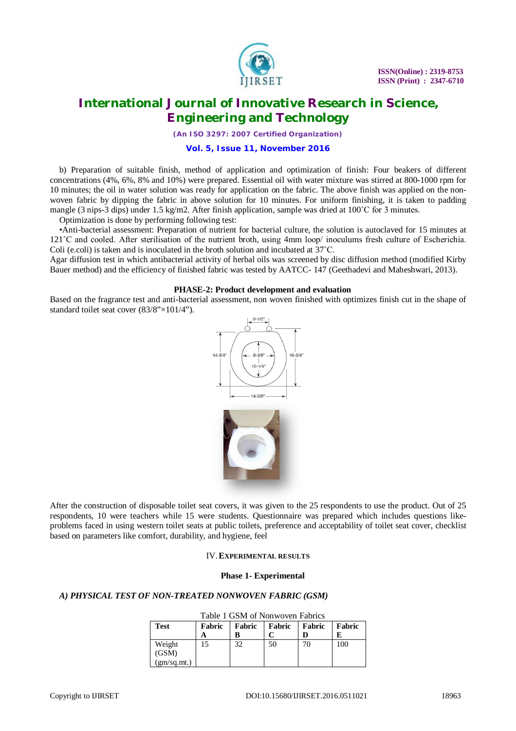b) Preparation of suitable finish, method of application and optimization of finish: Four beakers of different concentrations (4%, 6%, 8% and 10%) were prepared. Essential oil with water mixture was stirred at 800-1000 rpm for 10 minutes; the oil in water solution was ready for application on the fabric. The above finish was applied on the non-woven fabric by dipping the fabric in above solution for 10 minutes. For uniform finishing, it is taken to padding mangle (3 nips-3 dips) under 1.5 kg/m2. After finish application, sample was dried at 100˚C for 3 minutes.

Optimization is done by performing following test:

•Anti-bacterial assessment: Preparation of nutrient for bacterial culture, the solution is autoclaved for 15 minutes at 121˚C and cooled. After sterilisation of the nutrient broth, using 4mm loop/ inoculums fresh culture of Escherichia. Coli (e.coli) is taken and is inoculated in the broth solution and incubated at 37˚C.

Agar diffusion test in which antibacterial activity of herbal oils was screened by disc diffusion method (modified Kirby Bauer method) and the efficiency of finished fabric was tested by AATCC- 147 (Geethadevi and Maheshwari, 2013).

**PHASE-2: Product development and evaluation**

Based on the fragrance test and anti-bacterial assessment, non woven finished with optimizes finish cut in the shape of standard toilet seat cover (83/8”×101/4”).

After the construction of disposable toilet seat covers, it was given to the 25 respondents to use the product. Out of 25 respondents, 10 were teachers while 15 were students. Questionnaire was prepared which includes questions like- problems faced in using western toilet seats at public toilets, preference and acceptability of toilet seat cover, checklist based on parameters like comfort, durability, and hygiene, feel

## IV. EXPERIMENTAL RESULTS

### Phase 1- Experimental

#### *A) PHYSICAL TEST OF NON-TREATED NONWOVEN FABRIC (GSM)*

Table 1 GSM of Nonwoven Fabrics

| Test | Fabric A | Fabric B | Fabric C | Fabric D | Fabric E |
|---|---|---|---|---|---|
| Weight (GSM) (gm/sq.mt.) | 15 | 32 | 50 | 70 | 100 |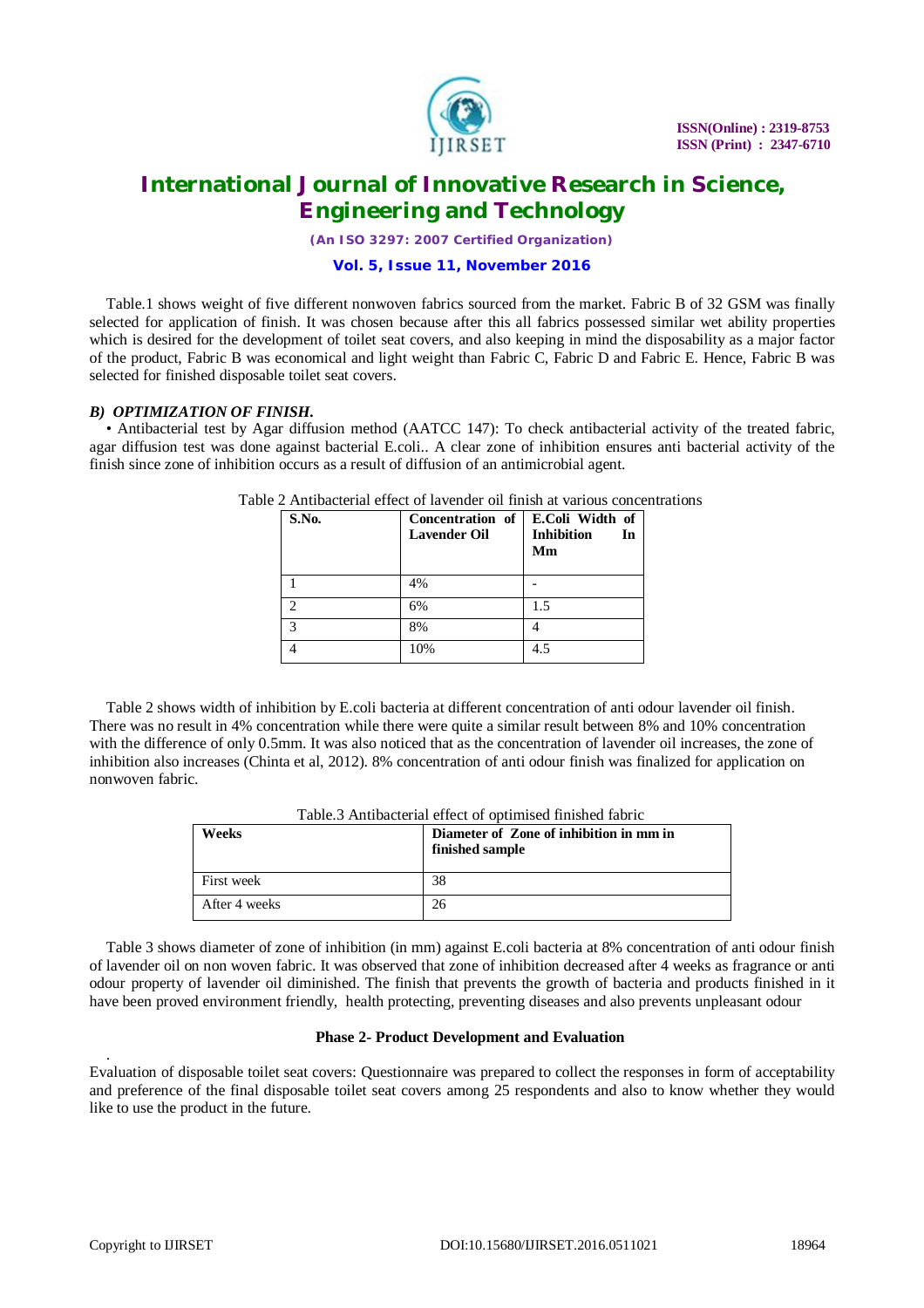Table.1 shows weight of five different nonwoven fabrics sourced from the market. Fabric B of 32 GSM was finally selected for application of finish. It was chosen because after this all fabrics possessed similar wet ability properties which is desired for the development of toilet seat covers, and also keeping in mind the disposability as a major factor of the product, Fabric B was economical and light weight than Fabric C, Fabric D and Fabric E. Hence, Fabric B was selected for finished disposable toilet seat covers.

### *B) OPTIMIZATION OF FINISH.*

• Antibacterial test by Agar diffusion method (AATCC 147): To check antibacterial activity of the treated fabric, agar diffusion test was done against bacterial E.coli.. A clear zone of inhibition ensures anti bacterial activity of the finish since zone of inhibition occurs as a result of diffusion of an antimicrobial agent.

Table 2 Antibacterial effect of lavender oil finish at various concentrations

| S.No. | Concentration of Lavender Oil | E.Coli Width of Inhibition In Mm |
|---|---|---|
| 1 | 4% | - |
| 2 | 6% | 1.5 |
| 3 | 8% | 4 |
| 4 | 10% | 4.5 |

Table 2 shows width of inhibition by E.coli bacteria at different concentration of anti odour lavender oil finish. There was no result in 4% concentration while there were quite a similar result between 8% and 10% concentration with the difference of only 0.5mm. It was also noticed that as the concentration of lavender oil increases, the zone of inhibition also increases (Chinta et al, 2012). 8% concentration of anti odour finish was finalized for application on nonwoven fabric.

Table.3 Antibacterial effect of optimised finished fabric

| Weeks | Diameter of Zone of inhibition in mm in finished sample |
|---|---|
| First week | 38 |
| After 4 weeks | 26 |

Table 3 shows diameter of zone of inhibition (in mm) against E.coli bacteria at 8% concentration of anti odour finish of lavender oil on non woven fabric. It was observed that zone of inhibition decreased after 4 weeks as fragrance or anti odour property of lavender oil diminished. The finish that prevents the growth of bacteria and products finished in it have been proved environment friendly, health protecting, preventing diseases and also prevents unpleasant odour

**Phase 2- Product Development and Evaluation**

Evaluation of disposable toilet seat covers: Questionnaire was prepared to collect the responses in form of acceptability and preference of the final disposable toilet seat covers among 25 respondents and also to know whether they would like to use the product in the future.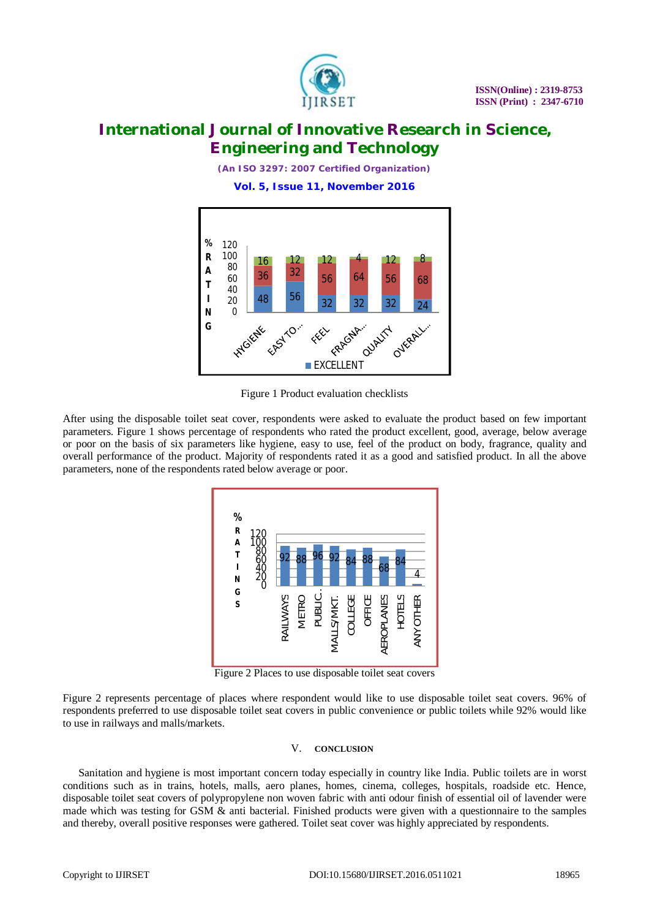Figure 1 Product evaluation checklists

After using the disposable toilet seat cover, respondents were asked to evaluate the product based on few important parameters. Figure 1 shows percentage of respondents who rated the product excellent, good, average, below average or poor on the basis of six parameters like hygiene, easy to use, feel of the product on body, fragrance, quality and overall performance of the product. Majority of respondents rated it as a good and satisfied product. In all the above parameters, none of the respondents rated below average or poor.

Figure 2 Places to use disposable toilet seat covers

Figure 2 represents percentage of places where respondent would like to use disposable toilet seat covers. 96% of respondents preferred to use disposable toilet seat covers in public convenience or public toilets while 92% would like to use in railways and malls/markets.

## V. CONCLUSION

Sanitation and hygiene is most important concern today especially in country like India. Public toilets are in worst conditions such as in trains, hotels, malls, aero planes, homes, cinema, colleges, hospitals, roadside etc. Hence, disposable toilet seat covers of polypropylene non woven fabric with anti odour finish of essential oil of lavender were made which was testing for GSM & anti bacterial. Finished products were given with a questionnaire to the samples and thereby, overall positive responses were gathered. Toilet seat cover was highly appreciated by respondents.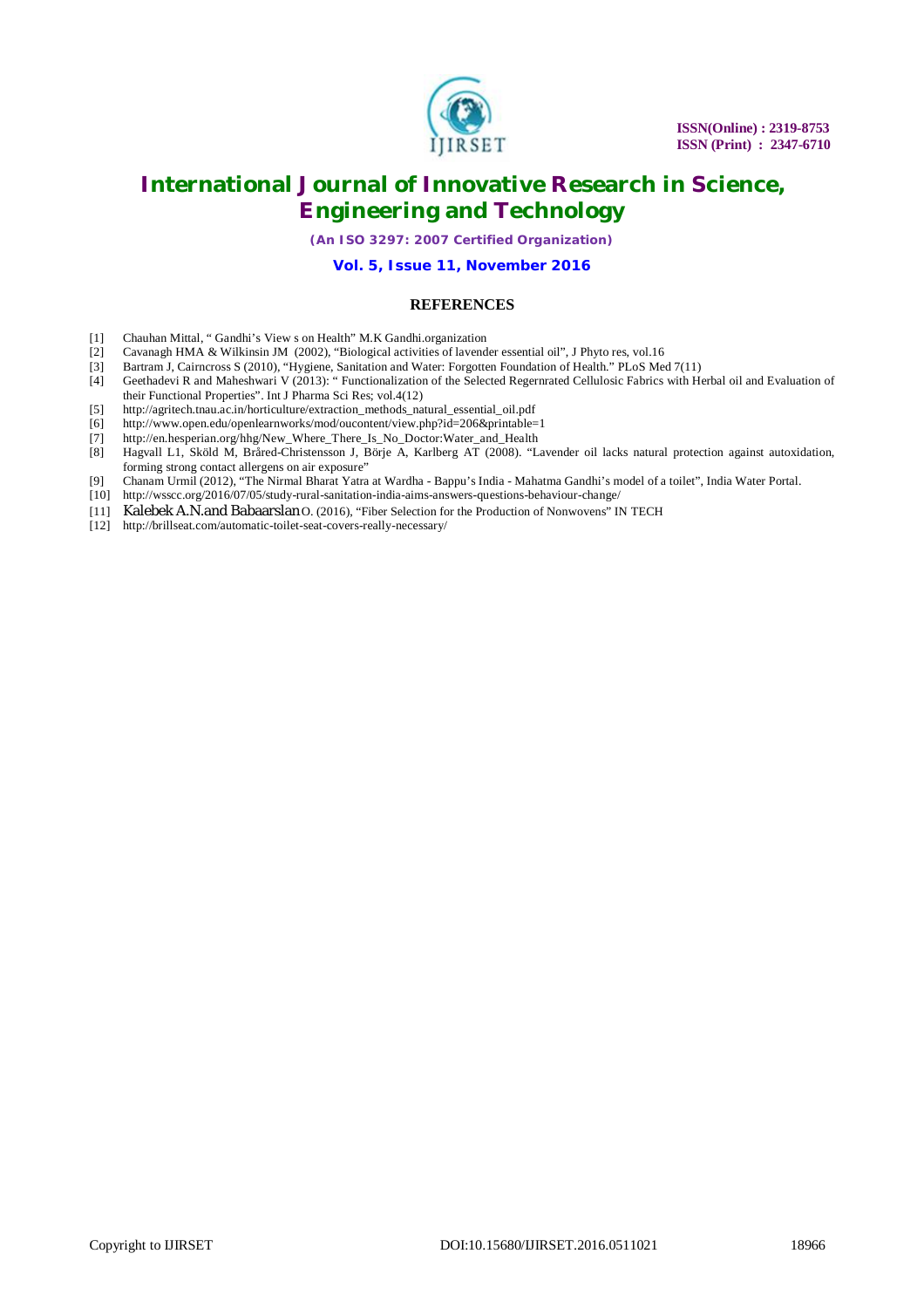## REFERENCES

[1] Chauhan Mittal, " Gandhi's View s on Health" M.K Gandhi.organization
[2] Cavanagh HMA & Wilkinsin JM (2002), "Biological activities of lavender essential oil", J Phyto res, vol.16
[3] Bartram J, Cairncross S (2010), "Hygiene, Sanitation and Water: Forgotten Foundation of Health." PLoS Med 7(11)
[4] Geethadevi R and Maheshwari V (2013): " Functionalization of the Selected Regernrated Cellulosic Fabrics with Herbal oil and Evaluation of their Functional Properties". Int J Pharma Sci Res; vol.4(12)
[5] http://agritech.tnau.ac.in/horticulture/extraction_methods_natural_essential_oil.pdf
[6] http://www.open.edu/openlearnworks/mod/oucontent/view.php?id=206&printable=1
[7] http://en.hesperian.org/hhg/New_Where_There_Is_No_Doctor:Water_and_Health
[8] Hagvall L1, Sköld M, Bråred-Christensson J, Börje A, Karlberg AT (2008). "Lavender oil lacks natural protection against autoxidation, forming strong contact allergens on air exposure"
[9] Chanam Urmil (2012), "The Nirmal Bharat Yatra at Wardha - Bappu's India - Mahatma Gandhi's model of a toilet", India Water Portal.
[10] http://wsscc.org/2016/07/05/study-rural-sanitation-india-aims-answers-questions-behaviour-change/
[11] Kalebek A.N.and Babaarslan O. (2016), "Fiber Selection for the Production of Nonwovens" IN TECH
[12] http://brillseat.com/automatic-toilet-seat-covers-really-necessary/